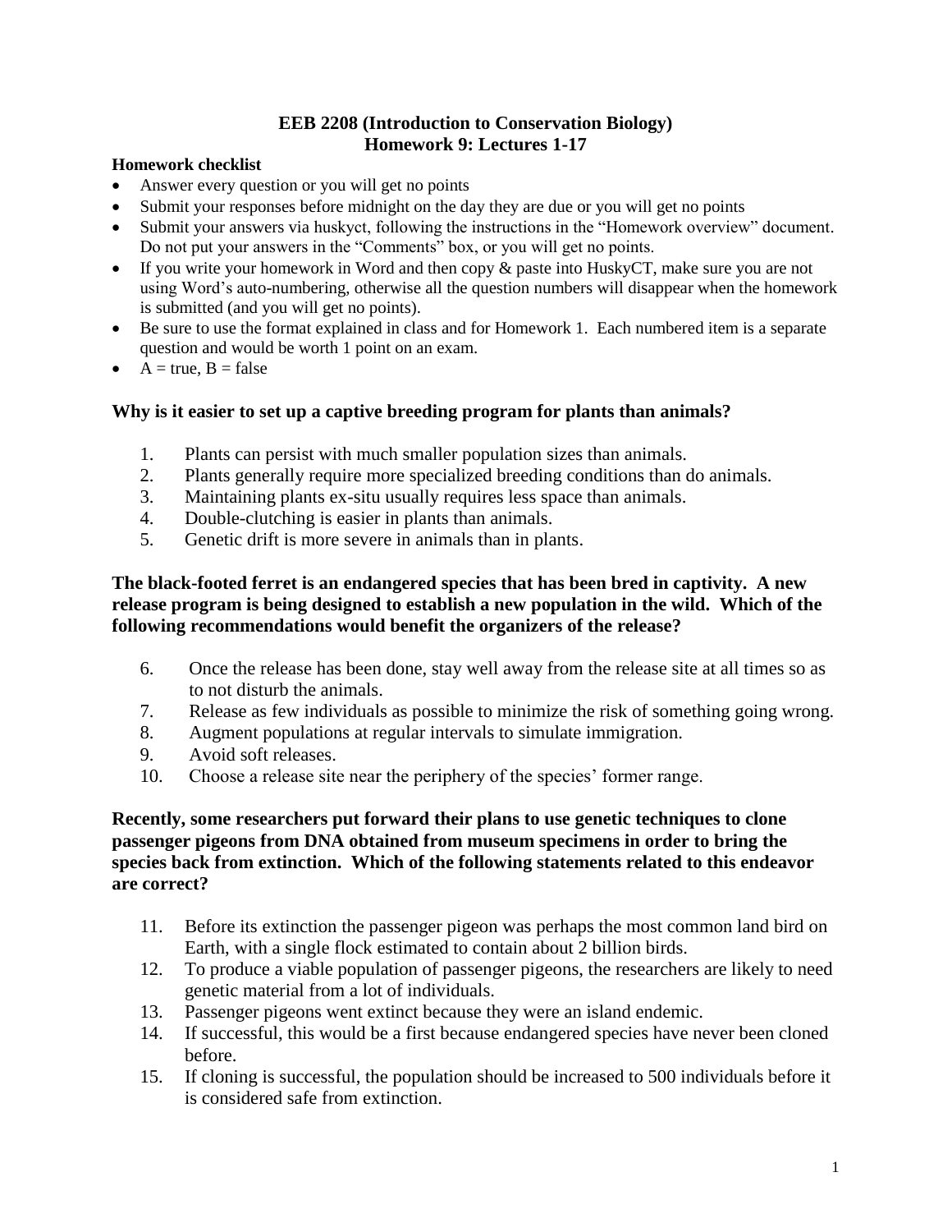# EEB 2208 (Introduction to Conservation Biology)
## Homework 9: Lectures 1-17

**Homework checklist**

- Answer every question or you will get no points
- Submit your responses before midnight on the day they are due or you will get no points
- Submit your answers via huskyct, following the instructions in the "Homework overview" document. Do not put your answers in the "Comments" box, or you will get no points.
- If you write your homework in Word and then copy & paste into HuskyCT, make sure you are not using Word's auto-numbering, otherwise all the question numbers will disappear when the homework is submitted (and you will get no points).
- Be sure to use the format explained in class and for Homework 1. Each numbered item is a separate question and would be worth 1 point on an exam.
- A = true, B = false

### Why is it easier to set up a captive breeding program for plants than animals?

1. Plants can persist with much smaller population sizes than animals.
2. Plants generally require more specialized breeding conditions than do animals.
3. Maintaining plants ex-situ usually requires less space than animals.
4. Double-clutching is easier in plants than animals.
5. Genetic drift is more severe in animals than in plants.

### The black-footed ferret is an endangered species that has been bred in captivity. A new release program is being designed to establish a new population in the wild. Which of the following recommendations would benefit the organizers of the release?

6. Once the release has been done, stay well away from the release site at all times so as to not disturb the animals.
7. Release as few individuals as possible to minimize the risk of something going wrong.
8. Augment populations at regular intervals to simulate immigration.
9. Avoid soft releases.
10. Choose a release site near the periphery of the species' former range.

### Recently, some researchers put forward their plans to use genetic techniques to clone passenger pigeons from DNA obtained from museum specimens in order to bring the species back from extinction. Which of the following statements related to this endeavor are correct?

11. Before its extinction the passenger pigeon was perhaps the most common land bird on Earth, with a single flock estimated to contain about 2 billion birds.
12. To produce a viable population of passenger pigeons, the researchers are likely to need genetic material from a lot of individuals.
13. Passenger pigeons went extinct because they were an island endemic.
14. If successful, this would be a first because endangered species have never been cloned before.
15. If cloning is successful, the population should be increased to 500 individuals before it is considered safe from extinction.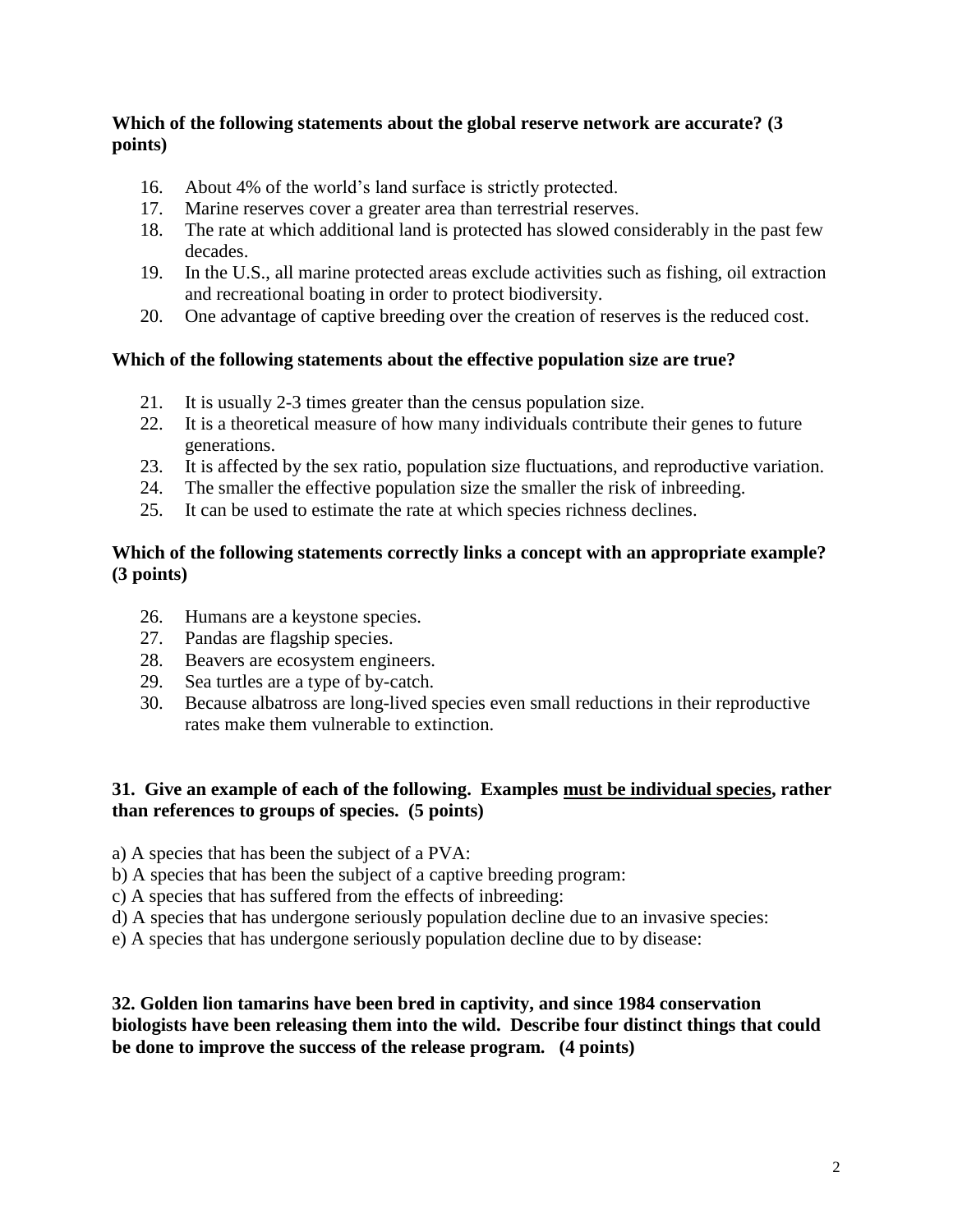**Which of the following statements about the global reserve network are accurate? (3 points)**

16. About 4% of the world's land surface is strictly protected.
17. Marine reserves cover a greater area than terrestrial reserves.
18. The rate at which additional land is protected has slowed considerably in the past few decades.
19. In the U.S., all marine protected areas exclude activities such as fishing, oil extraction and recreational boating in order to protect biodiversity.
20. One advantage of captive breeding over the creation of reserves is the reduced cost.

**Which of the following statements about the effective population size are true?**

21. It is usually 2-3 times greater than the census population size.
22. It is a theoretical measure of how many individuals contribute their genes to future generations.
23. It is affected by the sex ratio, population size fluctuations, and reproductive variation.
24. The smaller the effective population size the smaller the risk of inbreeding.
25. It can be used to estimate the rate at which species richness declines.

**Which of the following statements correctly links a concept with an appropriate example? (3 points)**

26. Humans are a keystone species.
27. Pandas are flagship species.
28. Beavers are ecosystem engineers.
29. Sea turtles are a type of by-catch.
30. Because albatross are long-lived species even small reductions in their reproductive rates make them vulnerable to extinction.

**31. Give an example of each of the following. Examples <u>must be individual species</u>, rather than references to groups of species. (5 points)**

a) A species that has been the subject of a PVA:
b) A species that has been the subject of a captive breeding program:
c) A species that has suffered from the effects of inbreeding:
d) A species that has undergone seriously population decline due to an invasive species:
e) A species that has undergone seriously population decline due to by disease:

**32. Golden lion tamarins have been bred in captivity, and since 1984 conservation biologists have been releasing them into the wild. Describe four distinct things that could be done to improve the success of the release program. (4 points)**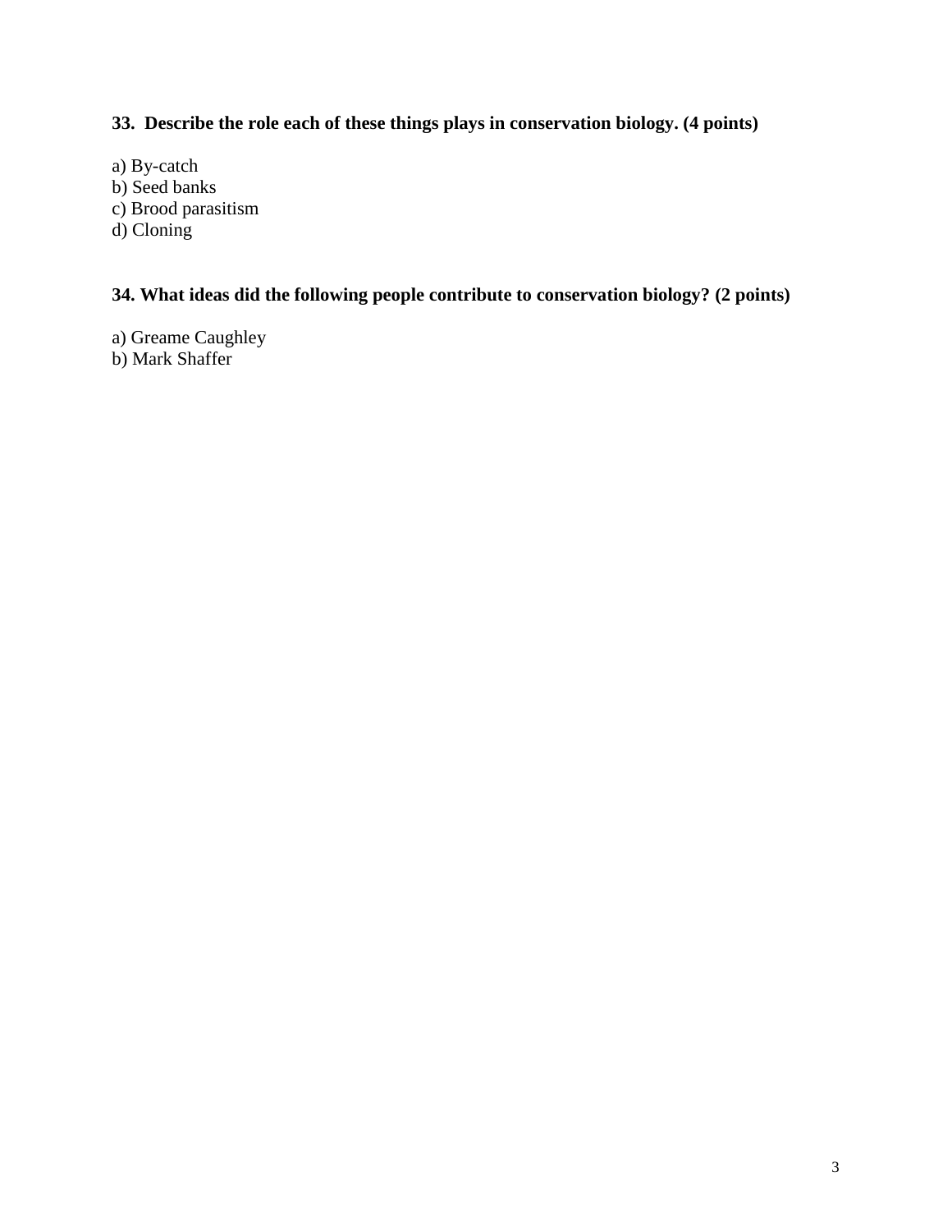**33. Describe the role each of these things plays in conservation biology. (4 points)**

a) By-catch
b) Seed banks
c) Brood parasitism
d) Cloning

**34. What ideas did the following people contribute to conservation biology? (2 points)**

a) Greame Caughley
b) Mark Shaffer